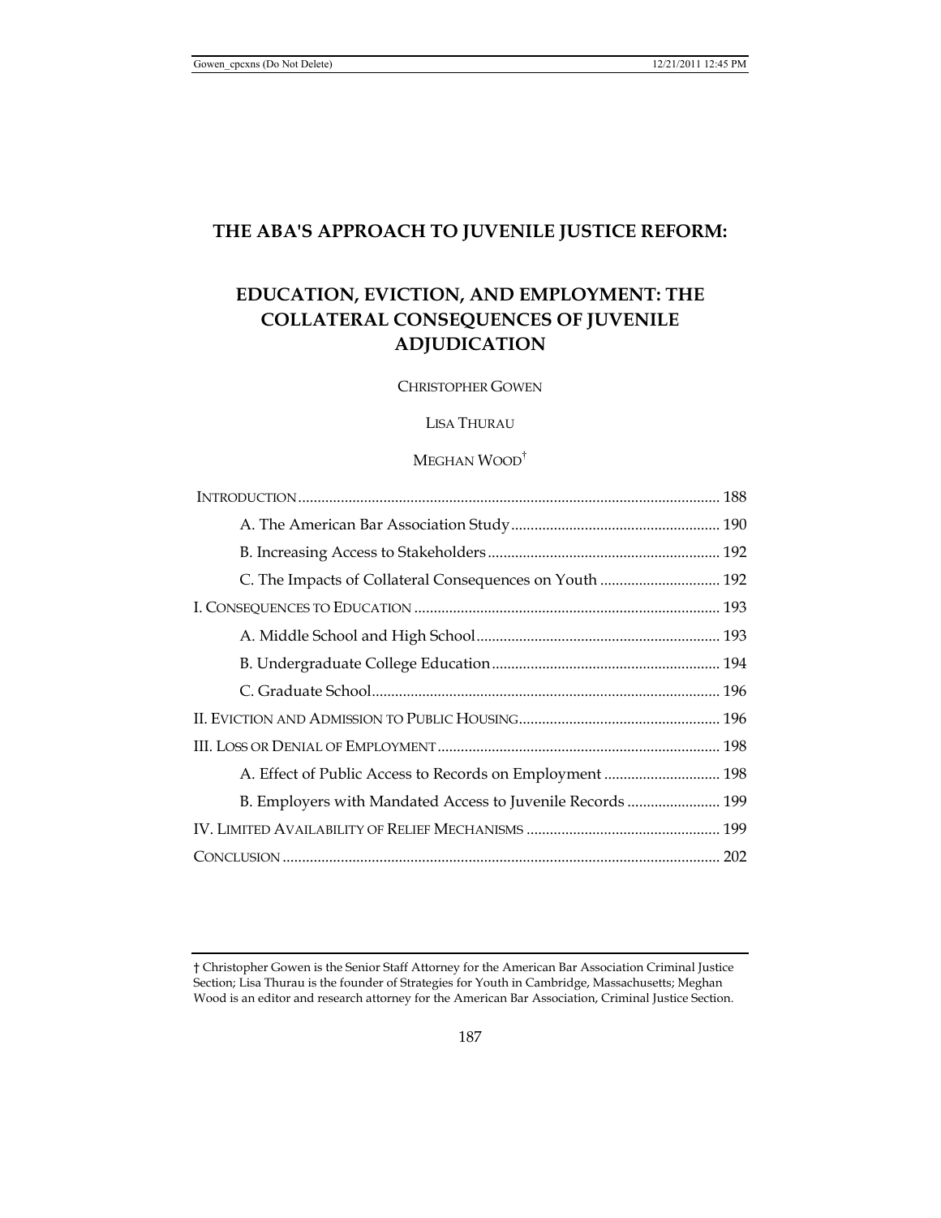# THE ABA'S APPROACH TO JUVENILE JUSTICE REFORM:

# EDUCATION, EVICTION, AND EMPLOYMENT: THE COLLATERAL CONSEQUENCES OF JUVENILE ADJUDICATION

CHRISTOPHER GOWEN

LISA THURAU

MEGHAN WOOD†

INTRODUCTION ........................................................................................................ 188

A. The American Bar Association Study ...................................................... 190

B. Increasing Access to Stakeholders ............................................................ 192

C. The Impacts of Collateral Consequences on Youth ............................... 192

I. CONSEQUENCES TO EDUCATION ............................................................................. 193

A. Middle School and High School ............................................................... 193

B. Undergraduate College Education ........................................................... 194

C. Graduate School .......................................................................................... 196

II. EVICTION AND ADMISSION TO PUBLIC HOUSING .................................................. 196

III. LOSS OR DENIAL OF EMPLOYMENT ........................................................................ 198

A. Effect of Public Access to Records on Employment .............................. 198

B. Employers with Mandated Access to Juvenile Records ........................ 199

IV. LIMITED AVAILABILITY OF RELIEF MECHANISMS ................................................. 199

CONCLUSION ............................................................................................................ 202

---

† Christopher Gowen is the Senior Staff Attorney for the American Bar Association Criminal Justice Section; Lisa Thurau is the founder of Strategies for Youth in Cambridge, Massachusetts; Meghan Wood is an editor and research attorney for the American Bar Association, Criminal Justice Section.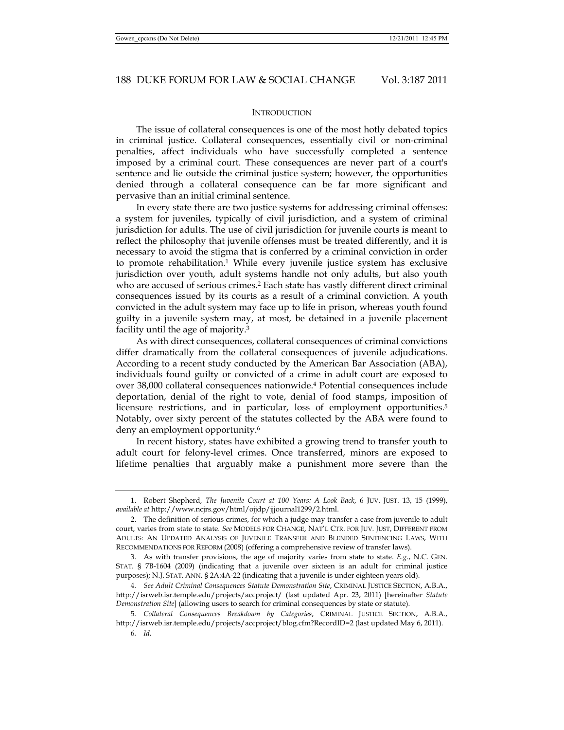## INTRODUCTION

The issue of collateral consequences is one of the most hotly debated topics in criminal justice. Collateral consequences, essentially civil or non-criminal penalties, affect individuals who have successfully completed a sentence imposed by a criminal court. These consequences are never part of a court's sentence and lie outside the criminal justice system; however, the opportunities denied through a collateral consequence can be far more significant and pervasive than an initial criminal sentence.

In every state there are two justice systems for addressing criminal offenses: a system for juveniles, typically of civil jurisdiction, and a system of criminal jurisdiction for adults. The use of civil jurisdiction for juvenile courts is meant to reflect the philosophy that juvenile offenses must be treated differently, and it is necessary to avoid the stigma that is conferred by a criminal conviction in order to promote rehabilitation.[1] While every juvenile justice system has exclusive jurisdiction over youth, adult systems handle not only adults, but also youth who are accused of serious crimes.[2] Each state has vastly different direct criminal consequences issued by its courts as a result of a criminal conviction. A youth convicted in the adult system may face up to life in prison, whereas youth found guilty in a juvenile system may, at most, be detained in a juvenile placement facility until the age of majority.[3]

As with direct consequences, collateral consequences of criminal convictions differ dramatically from the collateral consequences of juvenile adjudications. According to a recent study conducted by the American Bar Association (ABA), individuals found guilty or convicted of a crime in adult court are exposed to over 38,000 collateral consequences nationwide.[4] Potential consequences include deportation, denial of the right to vote, denial of food stamps, imposition of licensure restrictions, and in particular, loss of employment opportunities.[5] Notably, over sixty percent of the statutes collected by the ABA were found to deny an employment opportunity.[6]

In recent history, states have exhibited a growing trend to transfer youth to adult court for felony-level crimes. Once transferred, minors are exposed to lifetime penalties that arguably make a punishment more severe than the

---

1. Robert Shepherd, *The Juvenile Court at 100 Years: A Look Back*, 6 JUV. JUST. 13, 15 (1999), *available at* http://www.ncjrs.gov/html/ojjdp/jjjournal1299/2.html.

2. The definition of serious crimes, for which a judge may transfer a case from juvenile to adult court, varies from state to state. *See* MODELS FOR CHANGE, NAT'L CTR. FOR JUV. JUST, DIFFERENT FROM ADULTS: AN UPDATED ANALYSIS OF JUVENILE TRANSFER AND BLENDED SENTENCING LAWS, WITH RECOMMENDATIONS FOR REFORM (2008) (offering a comprehensive review of transfer laws).

3. As with transfer provisions, the age of majority varies from state to state. *E.g.*, N.C. GEN. STAT. § 7B-1604 (2009) (indicating that a juvenile over sixteen is an adult for criminal justice purposes); N.J. STAT. ANN. § 2A:4A-22 (indicating that a juvenile is under eighteen years old).

4. *See Adult Criminal Consequences Statute Demonstration Site*, CRIMINAL JUSTICE SECTION, A.B.A., http://isrweb.isr.temple.edu/projects/accproject/ (last updated Apr. 23, 2011) [hereinafter *Statute Demonstration Site*] (allowing users to search for criminal consequences by state or statute).

5. *Collateral Consequences Breakdown by Categories*, CRIMINAL JUSTICE SECTION, A.B.A., http://isrweb.isr.temple.edu/projects/accproject/blog.cfm?RecordID=2 (last updated May 6, 2011).

6. *Id.*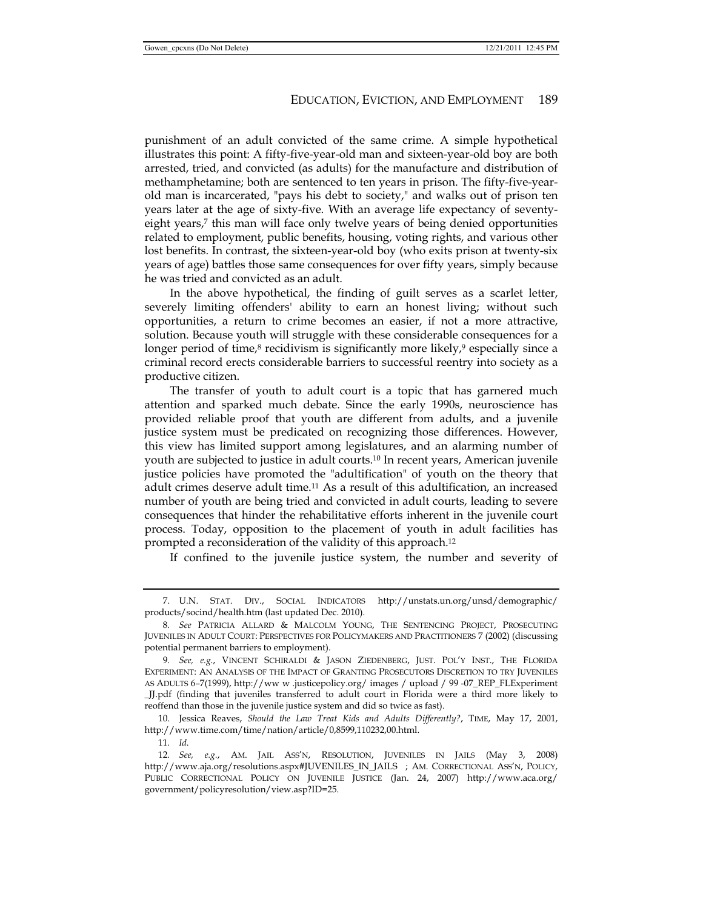punishment of an adult convicted of the same crime. A simple hypothetical illustrates this point: A fifty-five-year-old man and sixteen-year-old boy are both arrested, tried, and convicted (as adults) for the manufacture and distribution of methamphetamine; both are sentenced to ten years in prison. The fifty-five-year-old man is incarcerated, "pays his debt to society," and walks out of prison ten years later at the age of sixty-five. With an average life expectancy of seventy-eight years,[7] this man will face only twelve years of being denied opportunities related to employment, public benefits, housing, voting rights, and various other lost benefits. In contrast, the sixteen-year-old boy (who exits prison at twenty-six years of age) battles those same consequences for over fifty years, simply because he was tried and convicted as an adult.

In the above hypothetical, the finding of guilt serves as a scarlet letter, severely limiting offenders' ability to earn an honest living; without such opportunities, a return to crime becomes an easier, if not a more attractive, solution. Because youth will struggle with these considerable consequences for a longer period of time,[8] recidivism is significantly more likely,[9] especially since a criminal record erects considerable barriers to successful reentry into society as a productive citizen.

The transfer of youth to adult court is a topic that has garnered much attention and sparked much debate. Since the early 1990s, neuroscience has provided reliable proof that youth are different from adults, and a juvenile justice system must be predicated on recognizing those differences. However, this view has limited support among legislatures, and an alarming number of youth are subjected to justice in adult courts.[10] In recent years, American juvenile justice policies have promoted the "adultification" of youth on the theory that adult crimes deserve adult time.[11] As a result of this adultification, an increased number of youth are being tried and convicted in adult courts, leading to severe consequences that hinder the rehabilitative efforts inherent in the juvenile court process. Today, opposition to the placement of youth in adult facilities has prompted a reconsideration of the validity of this approach.[12]

If confined to the juvenile justice system, the number and severity of

---

7. U.N. STAT. DIV., SOCIAL INDICATORS http://unstats.un.org/unsd/demographic/products/socind/health.htm (last updated Dec. 2010).

8. *See* PATRICIA ALLARD & MALCOLM YOUNG, THE SENTENCING PROJECT, PROSECUTING JUVENILES IN ADULT COURT: PERSPECTIVES FOR POLICYMAKERS AND PRACTITIONERS 7 (2002) (discussing potential permanent barriers to employment).

9. *See, e.g.*, VINCENT SCHIRALDI & JASON ZIEDENBERG, JUST. POL'Y INST., THE FLORIDA EXPERIMENT: AN ANALYSIS OF THE IMPACT OF GRANTING PROSECUTORS DISCRETION TO TRY JUVENILES AS ADULTS 6–7(1999), http://ww w .justicepolicy.org/ images / upload / 99 -07_REP_FLExperiment _JJ.pdf (finding that juveniles transferred to adult court in Florida were a third more likely to reoffend than those in the juvenile justice system and did so twice as fast).

10. Jessica Reaves, *Should the Law Treat Kids and Adults Differently?*, TIME, May 17, 2001, http://www.time.com/time/nation/article/0,8599,110232,00.html.

11. *Id.*

12. *See, e.g.*, AM. JAIL ASS'N, RESOLUTION, JUVENILES IN JAILS (May 3, 2008) http://www.aja.org/resolutions.aspx#JUVENILES_IN_JAILS ; AM. CORRECTIONAL ASS'N, POLICY, PUBLIC CORRECTIONAL POLICY ON JUVENILE JUSTICE (Jan. 24, 2007) http://www.aca.org/government/policyresolution/view.asp?ID=25.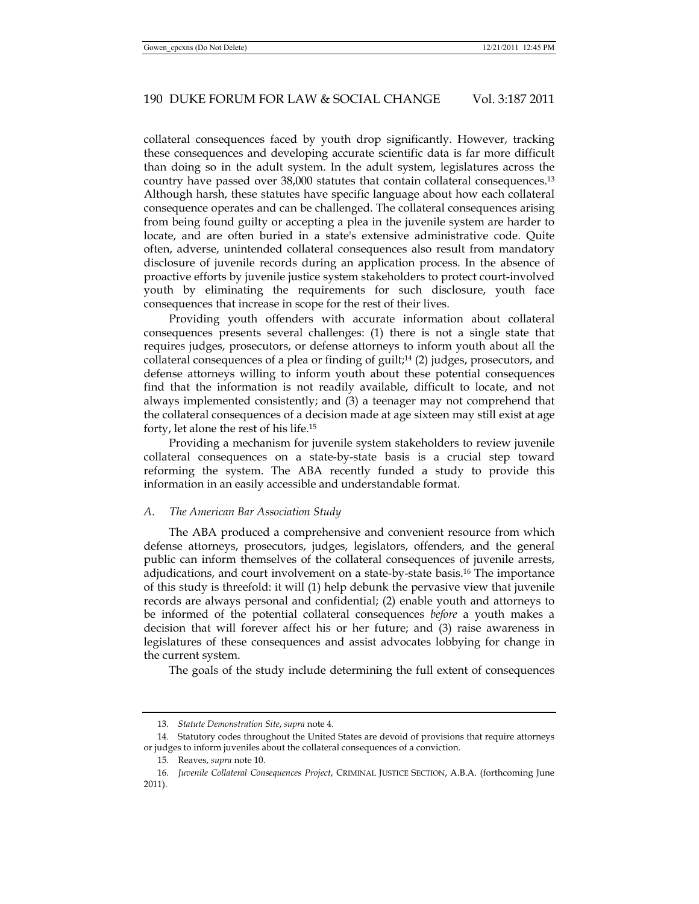collateral consequences faced by youth drop significantly. However, tracking these consequences and developing accurate scientific data is far more difficult than doing so in the adult system. In the adult system, legislatures across the country have passed over 38,000 statutes that contain collateral consequences.[13] Although harsh, these statutes have specific language about how each collateral consequence operates and can be challenged. The collateral consequences arising from being found guilty or accepting a plea in the juvenile system are harder to locate, and are often buried in a state's extensive administrative code. Quite often, adverse, unintended collateral consequences also result from mandatory disclosure of juvenile records during an application process. In the absence of proactive efforts by juvenile justice system stakeholders to protect court-involved youth by eliminating the requirements for such disclosure, youth face consequences that increase in scope for the rest of their lives.

Providing youth offenders with accurate information about collateral consequences presents several challenges: (1) there is not a single state that requires judges, prosecutors, or defense attorneys to inform youth about all the collateral consequences of a plea or finding of guilt;[14] (2) judges, prosecutors, and defense attorneys willing to inform youth about these potential consequences find that the information is not readily available, difficult to locate, and not always implemented consistently; and (3) a teenager may not comprehend that the collateral consequences of a decision made at age sixteen may still exist at age forty, let alone the rest of his life.[15]

Providing a mechanism for juvenile system stakeholders to review juvenile collateral consequences on a state-by-state basis is a crucial step toward reforming the system. The ABA recently funded a study to provide this information in an easily accessible and understandable format.

### *A. The American Bar Association Study*

The ABA produced a comprehensive and convenient resource from which defense attorneys, prosecutors, judges, legislators, offenders, and the general public can inform themselves of the collateral consequences of juvenile arrests, adjudications, and court involvement on a state-by-state basis.[16] The importance of this study is threefold: it will (1) help debunk the pervasive view that juvenile records are always personal and confidential; (2) enable youth and attorneys to be informed of the potential collateral consequences *before* a youth makes a decision that will forever affect his or her future; and (3) raise awareness in legislatures of these consequences and assist advocates lobbying for change in the current system.

The goals of the study include determining the full extent of consequences

---

13. *Statute Demonstration Site*, *supra* note 4.

14. Statutory codes throughout the United States are devoid of provisions that require attorneys or judges to inform juveniles about the collateral consequences of a conviction.

15. Reaves, *supra* note 10.

16. *Juvenile Collateral Consequences Project*, CRIMINAL JUSTICE SECTION, A.B.A. (forthcoming June 2011).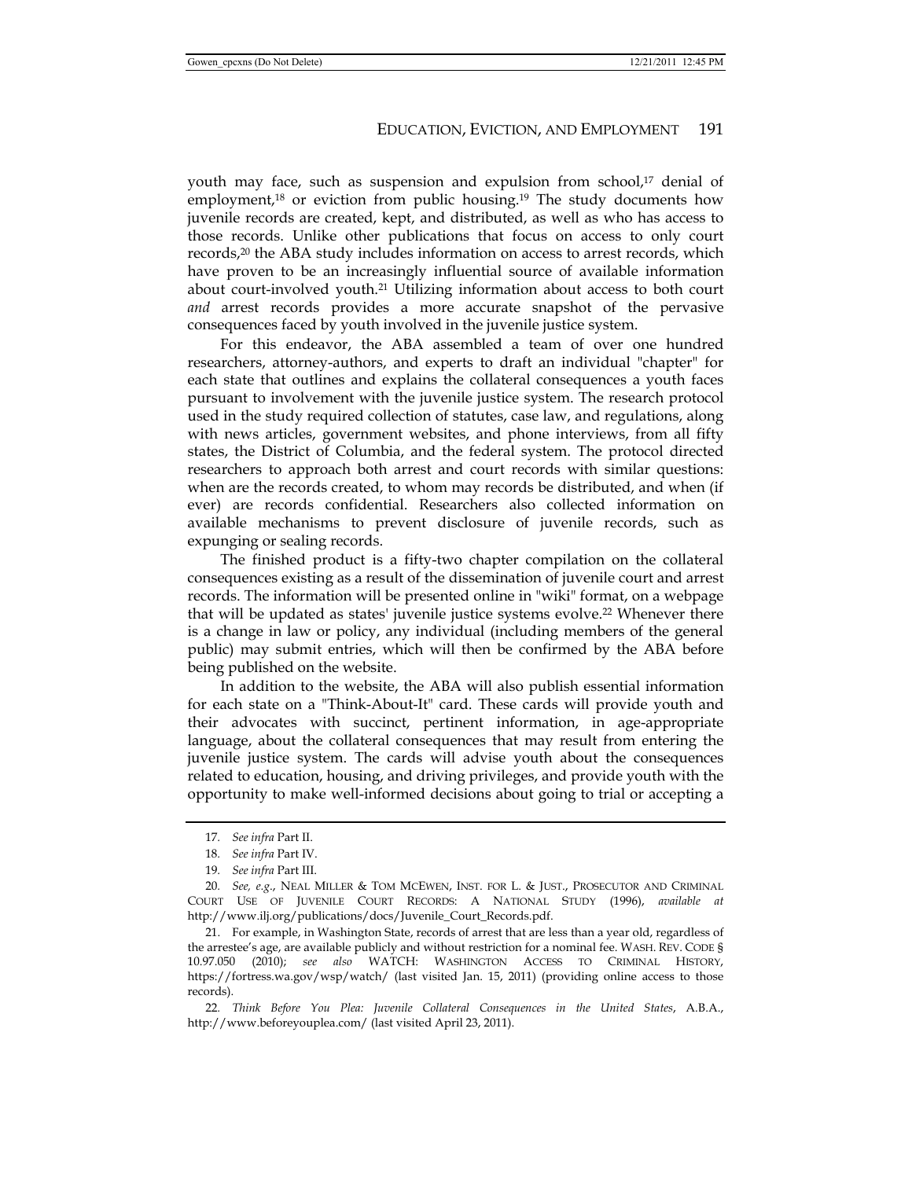youth may face, such as suspension and expulsion from school,[17] denial of employment,[18] or eviction from public housing.[19] The study documents how juvenile records are created, kept, and distributed, as well as who has access to those records. Unlike other publications that focus on access to only court records,[20] the ABA study includes information on access to arrest records, which have proven to be an increasingly influential source of available information about court-involved youth.[21] Utilizing information about access to both court *and* arrest records provides a more accurate snapshot of the pervasive consequences faced by youth involved in the juvenile justice system.

For this endeavor, the ABA assembled a team of over one hundred researchers, attorney-authors, and experts to draft an individual "chapter" for each state that outlines and explains the collateral consequences a youth faces pursuant to involvement with the juvenile justice system. The research protocol used in the study required collection of statutes, case law, and regulations, along with news articles, government websites, and phone interviews, from all fifty states, the District of Columbia, and the federal system. The protocol directed researchers to approach both arrest and court records with similar questions: when are the records created, to whom may records be distributed, and when (if ever) are records confidential. Researchers also collected information on available mechanisms to prevent disclosure of juvenile records, such as expunging or sealing records.

The finished product is a fifty-two chapter compilation on the collateral consequences existing as a result of the dissemination of juvenile court and arrest records. The information will be presented online in "wiki" format, on a webpage that will be updated as states' juvenile justice systems evolve.[22] Whenever there is a change in law or policy, any individual (including members of the general public) may submit entries, which will then be confirmed by the ABA before being published on the website.

In addition to the website, the ABA will also publish essential information for each state on a "Think-About-It" card. These cards will provide youth and their advocates with succinct, pertinent information, in age-appropriate language, about the collateral consequences that may result from entering the juvenile justice system. The cards will advise youth about the consequences related to education, housing, and driving privileges, and provide youth with the opportunity to make well-informed decisions about going to trial or accepting a

---

17. *See infra* Part II.

18. *See infra* Part IV.

19. *See infra* Part III.

20. *See, e.g.*, NEAL MILLER & TOM MCEWEN, INST. FOR L. & JUST., PROSECUTOR AND CRIMINAL COURT USE OF JUVENILE COURT RECORDS: A NATIONAL STUDY (1996), *available at* http://www.ilj.org/publications/docs/Juvenile_Court_Records.pdf.

21. For example, in Washington State, records of arrest that are less than a year old, regardless of the arrestee's age, are available publicly and without restriction for a nominal fee. WASH. REV. CODE § 10.97.050 (2010); *see also* WATCH: WASHINGTON ACCESS TO CRIMINAL HISTORY, https://fortress.wa.gov/wsp/watch/ (last visited Jan. 15, 2011) (providing online access to those records).

22. *Think Before You Plea: Juvenile Collateral Consequences in the United States*, A.B.A., http://www.beforeyouplea.com/ (last visited April 23, 2011).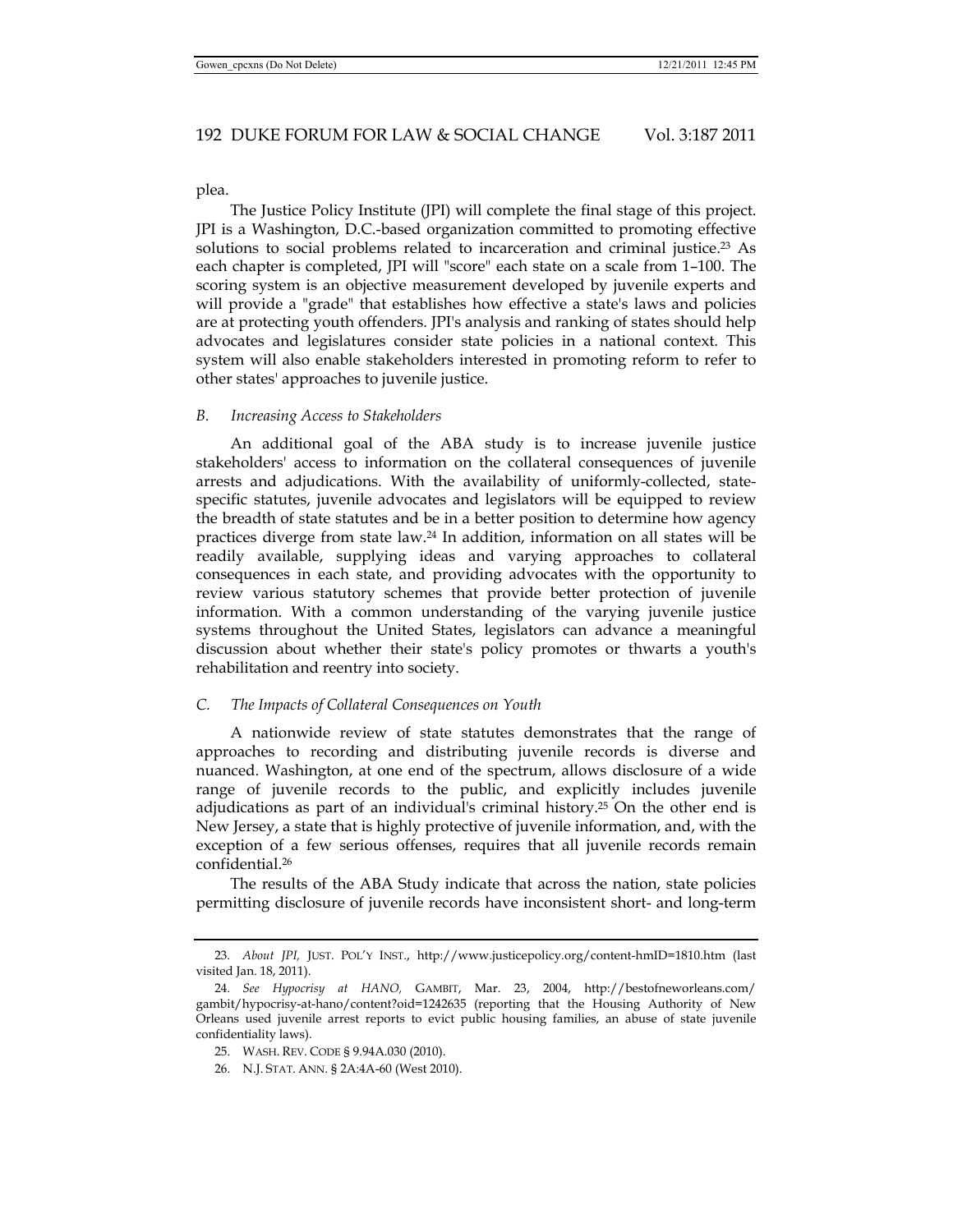plea.

The Justice Policy Institute (JPI) will complete the final stage of this project. JPI is a Washington, D.C.-based organization committed to promoting effective solutions to social problems related to incarceration and criminal justice.[23] As each chapter is completed, JPI will "score" each state on a scale from 1–100. The scoring system is an objective measurement developed by juvenile experts and will provide a "grade" that establishes how effective a state's laws and policies are at protecting youth offenders. JPI's analysis and ranking of states should help advocates and legislatures consider state policies in a national context. This system will also enable stakeholders interested in promoting reform to refer to other states' approaches to juvenile justice.

### *B. Increasing Access to Stakeholders*

An additional goal of the ABA study is to increase juvenile justice stakeholders' access to information on the collateral consequences of juvenile arrests and adjudications. With the availability of uniformly-collected, state-specific statutes, juvenile advocates and legislators will be equipped to review the breadth of state statutes and be in a better position to determine how agency practices diverge from state law.[24] In addition, information on all states will be readily available, supplying ideas and varying approaches to collateral consequences in each state, and providing advocates with the opportunity to review various statutory schemes that provide better protection of juvenile information. With a common understanding of the varying juvenile justice systems throughout the United States, legislators can advance a meaningful discussion about whether their state's policy promotes or thwarts a youth's rehabilitation and reentry into society.

### *C. The Impacts of Collateral Consequences on Youth*

A nationwide review of state statutes demonstrates that the range of approaches to recording and distributing juvenile records is diverse and nuanced. Washington, at one end of the spectrum, allows disclosure of a wide range of juvenile records to the public, and explicitly includes juvenile adjudications as part of an individual's criminal history.[25] On the other end is New Jersey, a state that is highly protective of juvenile information, and, with the exception of a few serious offenses, requires that all juvenile records remain confidential.[26]

The results of the ABA Study indicate that across the nation, state policies permitting disclosure of juvenile records have inconsistent short- and long-term

---

23. *About JPI,* JUST. POL'Y INST., http://www.justicepolicy.org/content-hmID=1810.htm (last visited Jan. 18, 2011).

24. *See Hypocrisy at HANO,* GAMBIT, Mar. 23, 2004, http://bestofneworleans.com/gambit/hypocrisy-at-hano/content?oid=1242635 (reporting that the Housing Authority of New Orleans used juvenile arrest reports to evict public housing families, an abuse of state juvenile confidentiality laws).

25. WASH. REV. CODE § 9.94A.030 (2010).

26. N.J. STAT. ANN. § 2A:4A-60 (West 2010).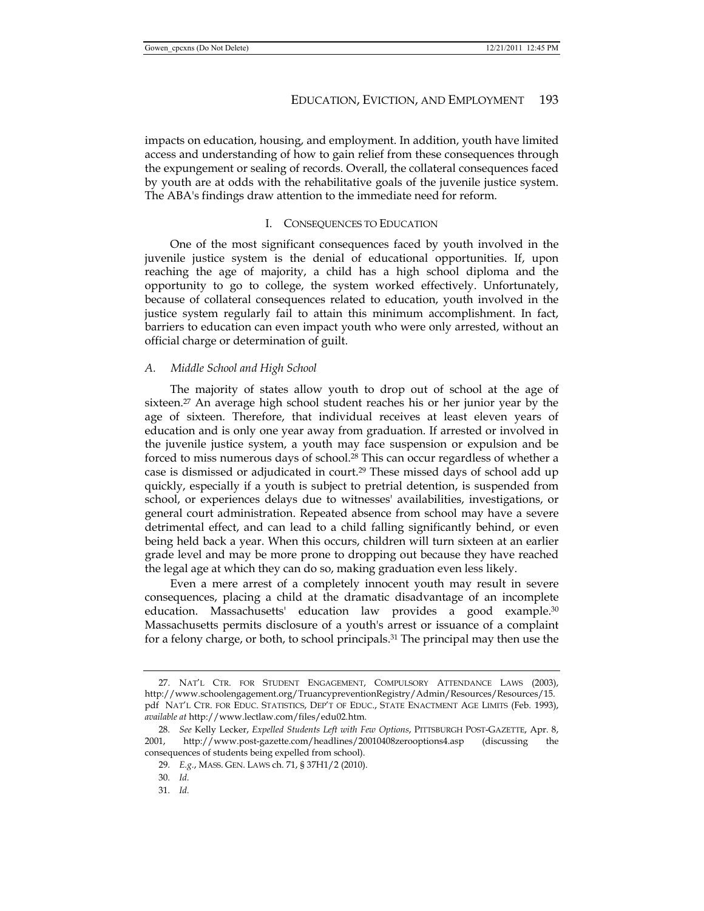impacts on education, housing, and employment. In addition, youth have limited access and understanding of how to gain relief from these consequences through the expungement or sealing of records. Overall, the collateral consequences faced by youth are at odds with the rehabilitative goals of the juvenile justice system. The ABA's findings draw attention to the immediate need for reform.

## I. CONSEQUENCES TO EDUCATION

One of the most significant consequences faced by youth involved in the juvenile justice system is the denial of educational opportunities. If, upon reaching the age of majority, a child has a high school diploma and the opportunity to go to college, the system worked effectively. Unfortunately, because of collateral consequences related to education, youth involved in the justice system regularly fail to attain this minimum accomplishment. In fact, barriers to education can even impact youth who were only arrested, without an official charge or determination of guilt.

### *A. Middle School and High School*

The majority of states allow youth to drop out of school at the age of sixteen.[27] An average high school student reaches his or her junior year by the age of sixteen. Therefore, that individual receives at least eleven years of education and is only one year away from graduation. If arrested or involved in the juvenile justice system, a youth may face suspension or expulsion and be forced to miss numerous days of school.[28] This can occur regardless of whether a case is dismissed or adjudicated in court.[29] These missed days of school add up quickly, especially if a youth is subject to pretrial detention, is suspended from school, or experiences delays due to witnesses' availabilities, investigations, or general court administration. Repeated absence from school may have a severe detrimental effect, and can lead to a child falling significantly behind, or even being held back a year. When this occurs, children will turn sixteen at an earlier grade level and may be more prone to dropping out because they have reached the legal age at which they can do so, making graduation even less likely.

Even a mere arrest of a completely innocent youth may result in severe consequences, placing a child at the dramatic disadvantage of an incomplete education. Massachusetts' education law provides a good example.[30] Massachusetts permits disclosure of a youth's arrest or issuance of a complaint for a felony charge, or both, to school principals.[31] The principal may then use the

---

27. NAT'L CTR. FOR STUDENT ENGAGEMENT, COMPULSORY ATTENDANCE LAWS (2003), http://www.schoolengagement.org/TruancypreventionRegistry/Admin/Resources/Resources/15.pdf NAT'L CTR. FOR EDUC. STATISTICS, DEP'T OF EDUC., STATE ENACTMENT AGE LIMITS (Feb. 1993), *available at* http://www.lectlaw.com/files/edu02.htm.

28. *See* Kelly Lecker, *Expelled Students Left with Few Options*, PITTSBURGH POST-GAZETTE, Apr. 8, 2001, http://www.post-gazette.com/headlines/20010408zerooptions4.asp (discussing the consequences of students being expelled from school).

29. *E.g.*, MASS. GEN. LAWS ch. 71, § 37H1/2 (2010).

30. *Id.*

31. *Id.*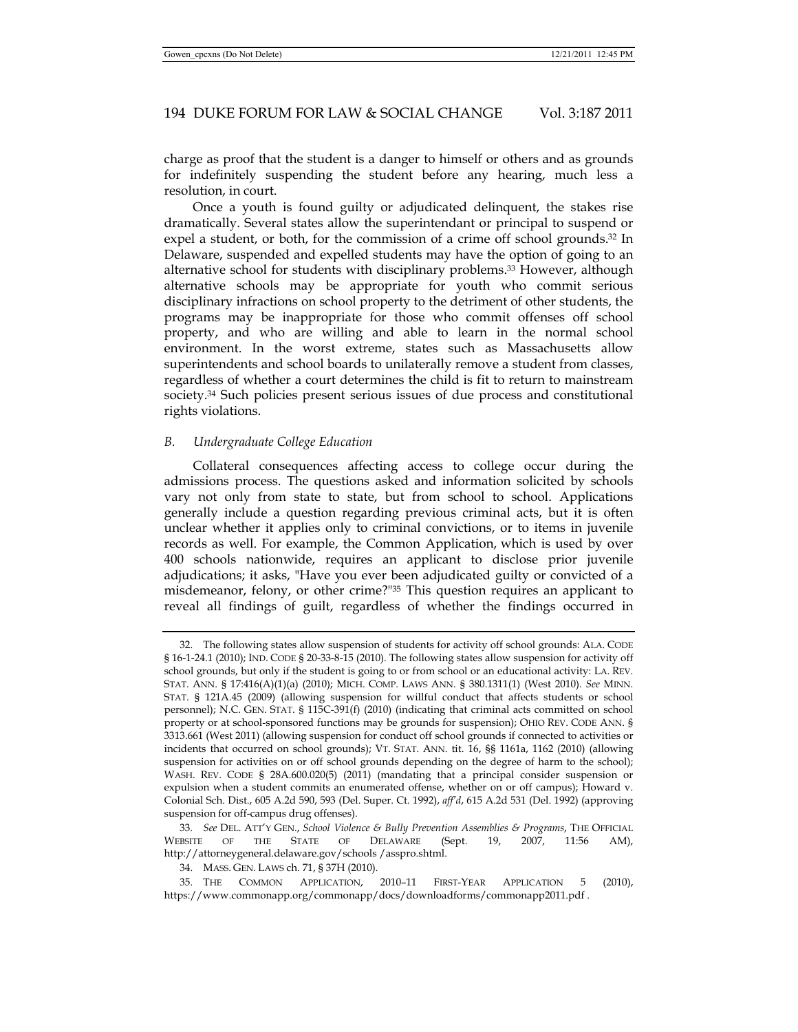charge as proof that the student is a danger to himself or others and as grounds for indefinitely suspending the student before any hearing, much less a resolution, in court.

Once a youth is found guilty or adjudicated delinquent, the stakes rise dramatically. Several states allow the superintendant or principal to suspend or expel a student, or both, for the commission of a crime off school grounds.[32] In Delaware, suspended and expelled students may have the option of going to an alternative school for students with disciplinary problems.[33] However, although alternative schools may be appropriate for youth who commit serious disciplinary infractions on school property to the detriment of other students, the programs may be inappropriate for those who commit offenses off school property, and who are willing and able to learn in the normal school environment. In the worst extreme, states such as Massachusetts allow superintendents and school boards to unilaterally remove a student from classes, regardless of whether a court determines the child is fit to return to mainstream society.[34] Such policies present serious issues of due process and constitutional rights violations.

### *B. Undergraduate College Education*

Collateral consequences affecting access to college occur during the admissions process. The questions asked and information solicited by schools vary not only from state to state, but from school to school. Applications generally include a question regarding previous criminal acts, but it is often unclear whether it applies only to criminal convictions, or to items in juvenile records as well. For example, the Common Application, which is used by over 400 schools nationwide, requires an applicant to disclose prior juvenile adjudications; it asks, "Have you ever been adjudicated guilty or convicted of a misdemeanor, felony, or other crime?"[35] This question requires an applicant to reveal all findings of guilt, regardless of whether the findings occurred in

---

32. The following states allow suspension of students for activity off school grounds: ALA. CODE § 16-1-24.1 (2010); IND. CODE § 20-33-8-15 (2010). The following states allow suspension for activity off school grounds, but only if the student is going to or from school or an educational activity: LA. REV. STAT. ANN. § 17:416(A)(1)(a) (2010); MICH. COMP. LAWS ANN. § 380.1311(1) (West 2010). *See* MINN. STAT. § 121A.45 (2009) (allowing suspension for willful conduct that affects students or school personnel); N.C. GEN. STAT. § 115C-391(f) (2010) (indicating that criminal acts committed on school property or at school-sponsored functions may be grounds for suspension); OHIO REV. CODE ANN. § 3313.661 (West 2011) (allowing suspension for conduct off school grounds if connected to activities or incidents that occurred on school grounds); VT. STAT. ANN. tit. 16, §§ 1161a, 1162 (2010) (allowing suspension for activities on or off school grounds depending on the degree of harm to the school); WASH. REV. CODE § 28A.600.020(5) (2011) (mandating that a principal consider suspension or expulsion when a student commits an enumerated offense, whether on or off campus); Howard v. Colonial Sch. Dist., 605 A.2d 590, 593 (Del. Super. Ct. 1992), *aff'd*, 615 A.2d 531 (Del. 1992) (approving suspension for off-campus drug offenses).

33. *See* DEL. ATT'Y GEN., *School Violence & Bully Prevention Assemblies & Programs*, THE OFFICIAL WEBSITE OF THE STATE OF DELAWARE (Sept. 19, 2007, 11:56 AM), http://attorneygeneral.delaware.gov/schools /asspro.shtml.

34. MASS. GEN. LAWS ch. 71, § 37H (2010).

35. THE COMMON APPLICATION, 2010–11 FIRST-YEAR APPLICATION 5 (2010), https://www.commonapp.org/commonapp/docs/downloadforms/commonapp2011.pdf .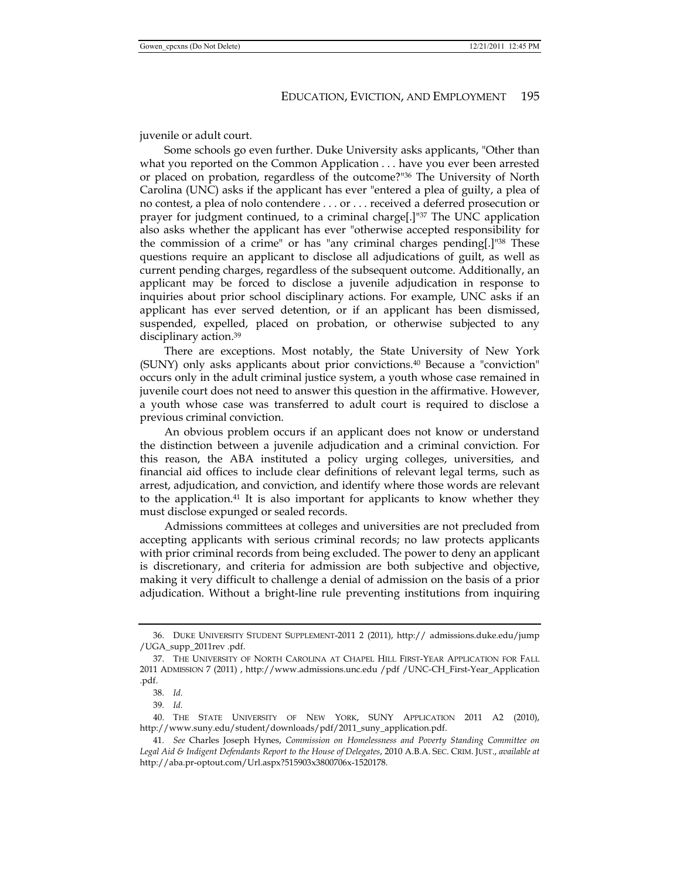juvenile or adult court.

Some schools go even further. Duke University asks applicants, "Other than what you reported on the Common Application . . . have you ever been arrested or placed on probation, regardless of the outcome?"[36] The University of North Carolina (UNC) asks if the applicant has ever "entered a plea of guilty, a plea of no contest, a plea of nolo contendere . . . or . . . received a deferred prosecution or prayer for judgment continued, to a criminal charge[.]"[37] The UNC application also asks whether the applicant has ever "otherwise accepted responsibility for the commission of a crime" or has "any criminal charges pending[.]"[38] These questions require an applicant to disclose all adjudications of guilt, as well as current pending charges, regardless of the subsequent outcome. Additionally, an applicant may be forced to disclose a juvenile adjudication in response to inquiries about prior school disciplinary actions. For example, UNC asks if an applicant has ever served detention, or if an applicant has been dismissed, suspended, expelled, placed on probation, or otherwise subjected to any disciplinary action.[39]

There are exceptions. Most notably, the State University of New York (SUNY) only asks applicants about prior convictions.[40] Because a "conviction" occurs only in the adult criminal justice system, a youth whose case remained in juvenile court does not need to answer this question in the affirmative. However, a youth whose case was transferred to adult court is required to disclose a previous criminal conviction.

An obvious problem occurs if an applicant does not know or understand the distinction between a juvenile adjudication and a criminal conviction. For this reason, the ABA instituted a policy urging colleges, universities, and financial aid offices to include clear definitions of relevant legal terms, such as arrest, adjudication, and conviction, and identify where those words are relevant to the application.[41] It is also important for applicants to know whether they must disclose expunged or sealed records.

Admissions committees at colleges and universities are not precluded from accepting applicants with serious criminal records; no law protects applicants with prior criminal records from being excluded. The power to deny an applicant is discretionary, and criteria for admission are both subjective and objective, making it very difficult to challenge a denial of admission on the basis of a prior adjudication. Without a bright-line rule preventing institutions from inquiring

---

36. DUKE UNIVERSITY STUDENT SUPPLEMENT-2011 2 (2011), http:// admissions.duke.edu/jump /UGA_supp_2011rev .pdf.

37. THE UNIVERSITY OF NORTH CAROLINA AT CHAPEL HILL FIRST-YEAR APPLICATION FOR FALL 2011 ADMISSION 7 (2011) , http://www.admissions.unc.edu /pdf /UNC-CH_First-Year_Application .pdf.

38. *Id.*

39. *Id.*

40. THE STATE UNIVERSITY OF NEW YORK, SUNY APPLICATION 2011 A2 (2010), http://www.suny.edu/student/downloads/pdf/2011_suny_application.pdf.

41. *See* Charles Joseph Hynes, *Commission on Homelessness and Poverty Standing Committee on Legal Aid & Indigent Defendants Report to the House of Delegates*, 2010 A.B.A. SEC. CRIM. JUST., *available at* http://aba.pr-optout.com/Url.aspx?515903x3800706x-1520178.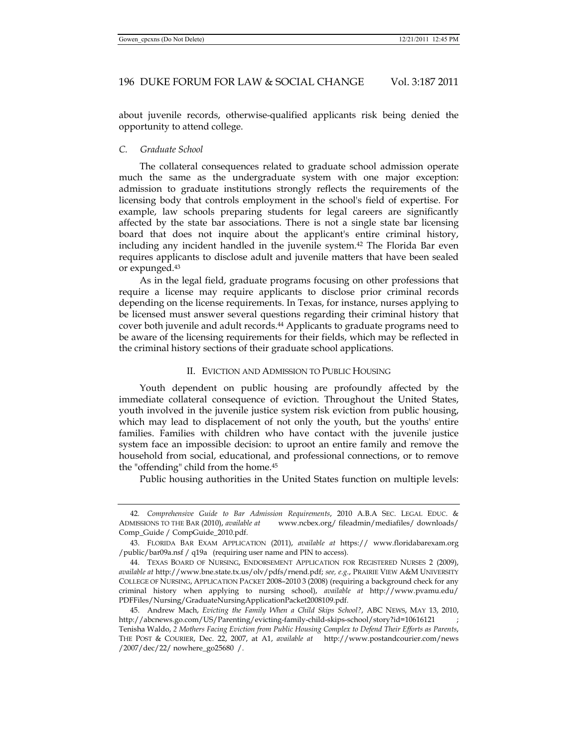about juvenile records, otherwise-qualified applicants risk being denied the opportunity to attend college.

### *C. Graduate School*

The collateral consequences related to graduate school admission operate much the same as the undergraduate system with one major exception: admission to graduate institutions strongly reflects the requirements of the licensing body that controls employment in the school's field of expertise. For example, law schools preparing students for legal careers are significantly affected by the state bar associations. There is not a single state bar licensing board that does not inquire about the applicant's entire criminal history, including any incident handled in the juvenile system.[42] The Florida Bar even requires applicants to disclose adult and juvenile matters that have been sealed or expunged.[43]

As in the legal field, graduate programs focusing on other professions that require a license may require applicants to disclose prior criminal records depending on the license requirements. In Texas, for instance, nurses applying to be licensed must answer several questions regarding their criminal history that cover both juvenile and adult records.[44] Applicants to graduate programs need to be aware of the licensing requirements for their fields, which may be reflected in the criminal history sections of their graduate school applications.

## II. EVICTION AND ADMISSION TO PUBLIC HOUSING

Youth dependent on public housing are profoundly affected by the immediate collateral consequence of eviction. Throughout the United States, youth involved in the juvenile justice system risk eviction from public housing, which may lead to displacement of not only the youth, but the youths' entire families. Families with children who have contact with the juvenile justice system face an impossible decision: to uproot an entire family and remove the household from social, educational, and professional connections, or to remove the "offending" child from the home.[45]

Public housing authorities in the United States function on multiple levels:

---

42. *Comprehensive Guide to Bar Admission Requirements*, 2010 A.B.A SEC. LEGAL EDUC. & ADMISSIONS TO THE BAR (2010), *available at* www.ncbex.org/ fileadmin/mediafiles/ downloads/ Comp_Guide / CompGuide_2010.pdf.

43. FLORIDA BAR EXAM APPLICATION (2011), *available at* https:// www.floridabarexam.org /public/bar09a.nsf / q19a (requiring user name and PIN to access).

44. TEXAS BOARD OF NURSING, ENDORSEMENT APPLICATION FOR REGISTERED NURSES 2 (2009), *available at* http://www.bne.state.tx.us/olv/pdfs/rnend.pdf; *see, e.g.*, PRAIRIE VIEW A&M UNIVERSITY COLLEGE OF NURSING, APPLICATION PACKET 2008–2010 3 (2008) (requiring a background check for any criminal history when applying to nursing school), *available at* http://www.pvamu.edu/ PDFFiles/Nursing/GraduateNursingApplicationPacket2008109.pdf.

45. Andrew Mach, *Evicting the Family When a Child Skips School?*, ABC NEWS, MAY 13, 2010, http://abcnews.go.com/US/Parenting/evicting-family-child-skips-school/story?id=10616121 ; Tenisha Waldo, *2 Mothers Facing Eviction from Public Housing Complex to Defend Their Efforts as Parents*, THE POST & COURIER, Dec. 22, 2007, at A1, *available at* http://www.postandcourier.com/news /2007/dec/22/ nowhere_go25680 /.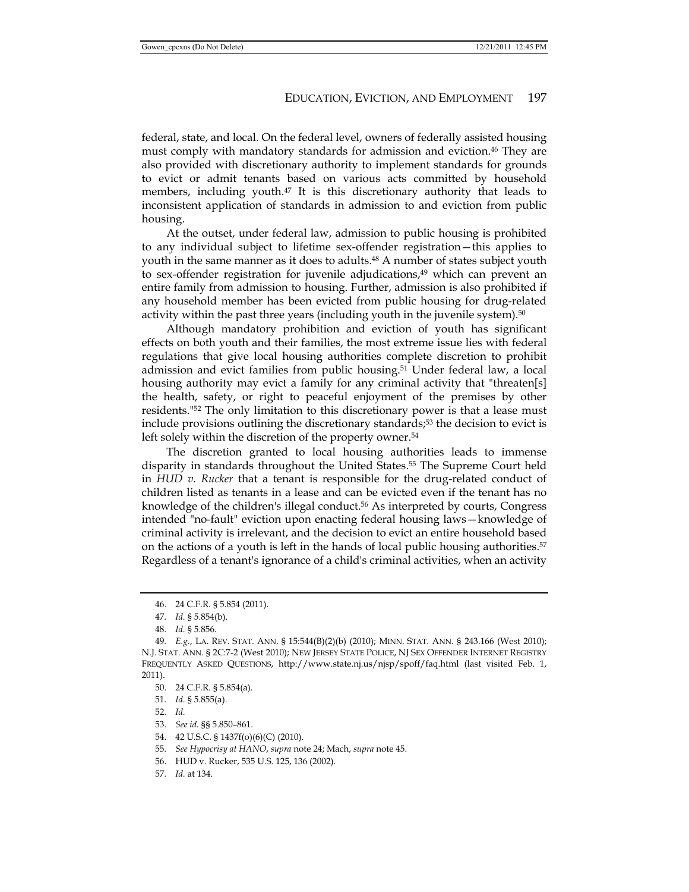federal, state, and local. On the federal level, owners of federally assisted housing must comply with mandatory standards for admission and eviction.[46] They are also provided with discretionary authority to implement standards for grounds to evict or admit tenants based on various acts committed by household members, including youth.[47] It is this discretionary authority that leads to inconsistent application of standards in admission to and eviction from public housing.

At the outset, under federal law, admission to public housing is prohibited to any individual subject to lifetime sex-offender registration—this applies to youth in the same manner as it does to adults.[48] A number of states subject youth to sex-offender registration for juvenile adjudications,[49] which can prevent an entire family from admission to housing. Further, admission is also prohibited if any household member has been evicted from public housing for drug-related activity within the past three years (including youth in the juvenile system).[50]

Although mandatory prohibition and eviction of youth has significant effects on both youth and their families, the most extreme issue lies with federal regulations that give local housing authorities complete discretion to prohibit admission and evict families from public housing.[51] Under federal law, a local housing authority may evict a family for any criminal activity that "threaten[s] the health, safety, or right to peaceful enjoyment of the premises by other residents."[52] The only limitation to this discretionary power is that a lease must include provisions outlining the discretionary standards;[53] the decision to evict is left solely within the discretion of the property owner.[54]

The discretion granted to local housing authorities leads to immense disparity in standards throughout the United States.[55] The Supreme Court held in *HUD v. Rucker* that a tenant is responsible for the drug-related conduct of children listed as tenants in a lease and can be evicted even if the tenant has no knowledge of the children's illegal conduct.[56] As interpreted by courts, Congress intended "no-fault" eviction upon enacting federal housing laws—knowledge of criminal activity is irrelevant, and the decision to evict an entire household based on the actions of a youth is left in the hands of local public housing authorities.[57] Regardless of a tenant's ignorance of a child's criminal activities, when an activity

---

46. 24 C.F.R. § 5.854 (2011).

47. *Id.* § 5.854(b).

48. *Id.* § 5.856.

49. *E.g.*, LA. REV. STAT. ANN. § 15:544(B)(2)(b) (2010); MINN. STAT. ANN. § 243.166 (West 2010); N.J. STAT. ANN. § 2C:7-2 (West 2010); NEW JERSEY STATE POLICE, NJ SEX OFFENDER INTERNET REGISTRY FREQUENTLY ASKED QUESTIONS, http://www.state.nj.us/njsp/spoff/faq.html (last visited Feb. 1, 2011).

50. 24 C.F.R. § 5.854(a).

51. *Id.* § 5.855(a).

52. *Id.*

53. *See id.* §§ 5.850–861.

54. 42 U.S.C. § 1437f(o)(6)(C) (2010).

55. *See Hypocrisy at HANO*, *supra* note 24; Mach, *supra* note 45.

56. HUD v. Rucker, 535 U.S. 125, 136 (2002).

57. *Id.* at 134.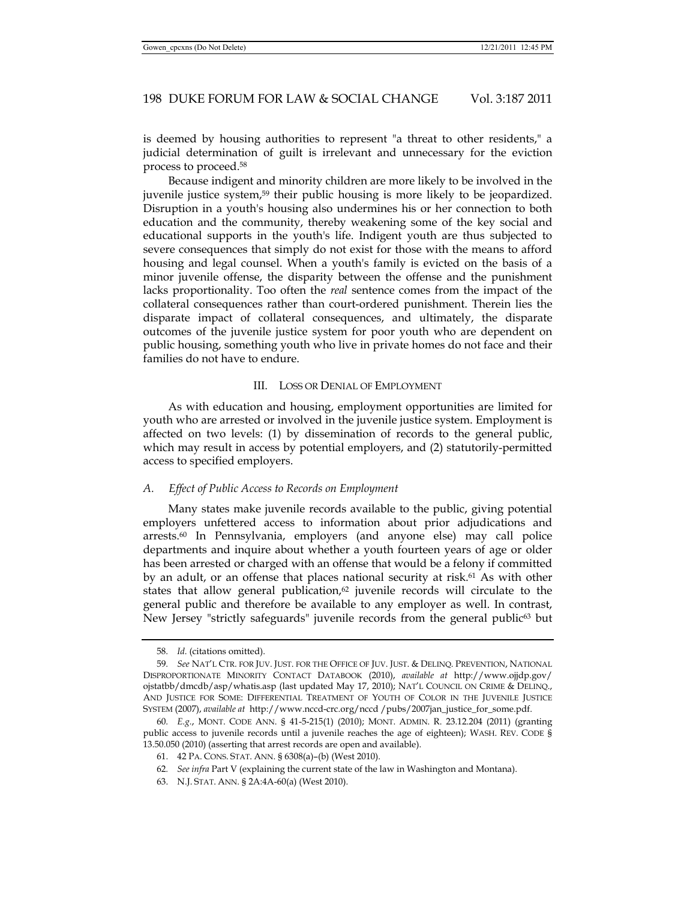is deemed by housing authorities to represent "a threat to other residents," a judicial determination of guilt is irrelevant and unnecessary for the eviction process to proceed.[58]

Because indigent and minority children are more likely to be involved in the juvenile justice system,[59] their public housing is more likely to be jeopardized. Disruption in a youth's housing also undermines his or her connection to both education and the community, thereby weakening some of the key social and educational supports in the youth's life. Indigent youth are thus subjected to severe consequences that simply do not exist for those with the means to afford housing and legal counsel. When a youth's family is evicted on the basis of a minor juvenile offense, the disparity between the offense and the punishment lacks proportionality. Too often the *real* sentence comes from the impact of the collateral consequences rather than court-ordered punishment. Therein lies the disparate impact of collateral consequences, and ultimately, the disparate outcomes of the juvenile justice system for poor youth who are dependent on public housing, something youth who live in private homes do not face and their families do not have to endure.

## III. LOSS OR DENIAL OF EMPLOYMENT

As with education and housing, employment opportunities are limited for youth who are arrested or involved in the juvenile justice system. Employment is affected on two levels: (1) by dissemination of records to the general public, which may result in access by potential employers, and (2) statutorily-permitted access to specified employers.

### *A. Effect of Public Access to Records on Employment*

Many states make juvenile records available to the public, giving potential employers unfettered access to information about prior adjudications and arrests.[60] In Pennsylvania, employers (and anyone else) may call police departments and inquire about whether a youth fourteen years of age or older has been arrested or charged with an offense that would be a felony if committed by an adult, or an offense that places national security at risk.[61] As with other states that allow general publication,[62] juvenile records will circulate to the general public and therefore be available to any employer as well. In contrast, New Jersey "strictly safeguards" juvenile records from the general public[63] but

---

58. *Id.* (citations omitted).

59. *See* NAT'L CTR. FOR JUV. JUST. FOR THE OFFICE OF JUV. JUST. & DELINQ. PREVENTION, NATIONAL DISPROPORTIONATE MINORITY CONTACT DATABOOK (2010), *available at* http://www.ojjdp.gov/ojstatbb/dmcdb/asp/whatis.asp (last updated May 17, 2010); NAT'L COUNCIL ON CRIME & DELINQ., AND JUSTICE FOR SOME: DIFFERENTIAL TREATMENT OF YOUTH OF COLOR IN THE JUVENILE JUSTICE SYSTEM (2007), *available at* http://www.nccd-crc.org/nccd /pubs/2007jan_justice_for_some.pdf.

60. *E.g.*, MONT. CODE ANN. § 41-5-215(1) (2010); MONT. ADMIN. R. 23.12.204 (2011) (granting public access to juvenile records until a juvenile reaches the age of eighteen); WASH. REV. CODE § 13.50.050 (2010) (asserting that arrest records are open and available).

61. 42 PA. CONS. STAT. ANN. § 6308(a)–(b) (West 2010).

62. *See infra* Part V (explaining the current state of the law in Washington and Montana).

63. N.J. STAT. ANN. § 2A:4A-60(a) (West 2010).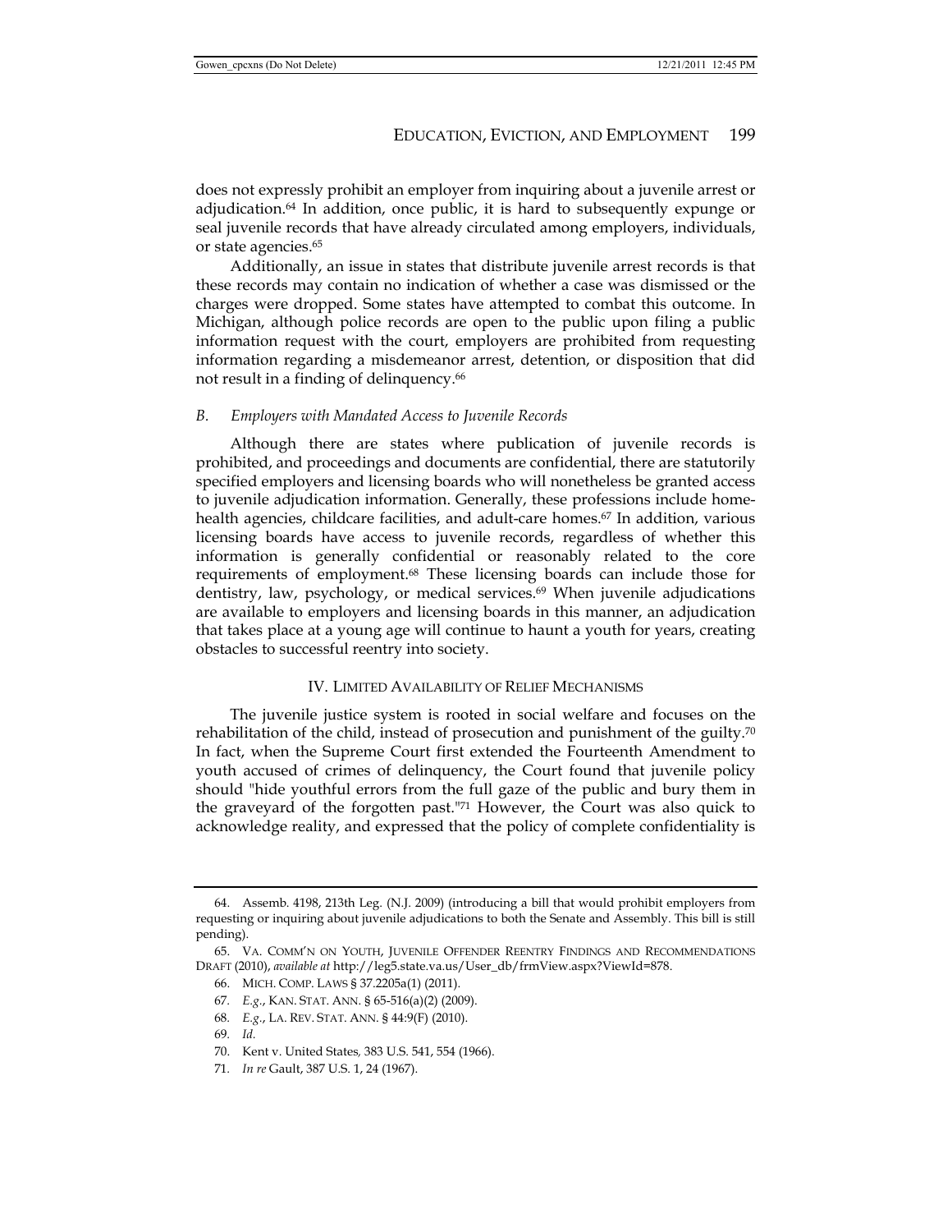does not expressly prohibit an employer from inquiring about a juvenile arrest or adjudication.[64] In addition, once public, it is hard to subsequently expunge or seal juvenile records that have already circulated among employers, individuals, or state agencies.[65]

Additionally, an issue in states that distribute juvenile arrest records is that these records may contain no indication of whether a case was dismissed or the charges were dropped. Some states have attempted to combat this outcome. In Michigan, although police records are open to the public upon filing a public information request with the court, employers are prohibited from requesting information regarding a misdemeanor arrest, detention, or disposition that did not result in a finding of delinquency.[66]

### *B. Employers with Mandated Access to Juvenile Records*

Although there are states where publication of juvenile records is prohibited, and proceedings and documents are confidential, there are statutorily specified employers and licensing boards who will nonetheless be granted access to juvenile adjudication information. Generally, these professions include home-health agencies, childcare facilities, and adult-care homes.[67] In addition, various licensing boards have access to juvenile records, regardless of whether this information is generally confidential or reasonably related to the core requirements of employment.[68] These licensing boards can include those for dentistry, law, psychology, or medical services.[69] When juvenile adjudications are available to employers and licensing boards in this manner, an adjudication that takes place at a young age will continue to haunt a youth for years, creating obstacles to successful reentry into society.

## IV. LIMITED AVAILABILITY OF RELIEF MECHANISMS

The juvenile justice system is rooted in social welfare and focuses on the rehabilitation of the child, instead of prosecution and punishment of the guilty.[70] In fact, when the Supreme Court first extended the Fourteenth Amendment to youth accused of crimes of delinquency, the Court found that juvenile policy should "hide youthful errors from the full gaze of the public and bury them in the graveyard of the forgotten past."[71] However, the Court was also quick to acknowledge reality, and expressed that the policy of complete confidentiality is

---

64. Assemb. 4198, 213th Leg. (N.J. 2009) (introducing a bill that would prohibit employers from requesting or inquiring about juvenile adjudications to both the Senate and Assembly. This bill is still pending).

65. VA. COMM'N ON YOUTH, JUVENILE OFFENDER REENTRY FINDINGS AND RECOMMENDATIONS DRAFT (2010), *available at* http://leg5.state.va.us/User_db/frmView.aspx?ViewId=878.

66. MICH. COMP. LAWS § 37.2205a(1) (2011).

67. *E.g.*, KAN. STAT. ANN. § 65-516(a)(2) (2009).

68. *E.g.*, LA. REV. STAT. ANN. § 44:9(F) (2010).

69. *Id.*

70. Kent v. United States, 383 U.S. 541, 554 (1966).

71. *In re* Gault, 387 U.S. 1, 24 (1967).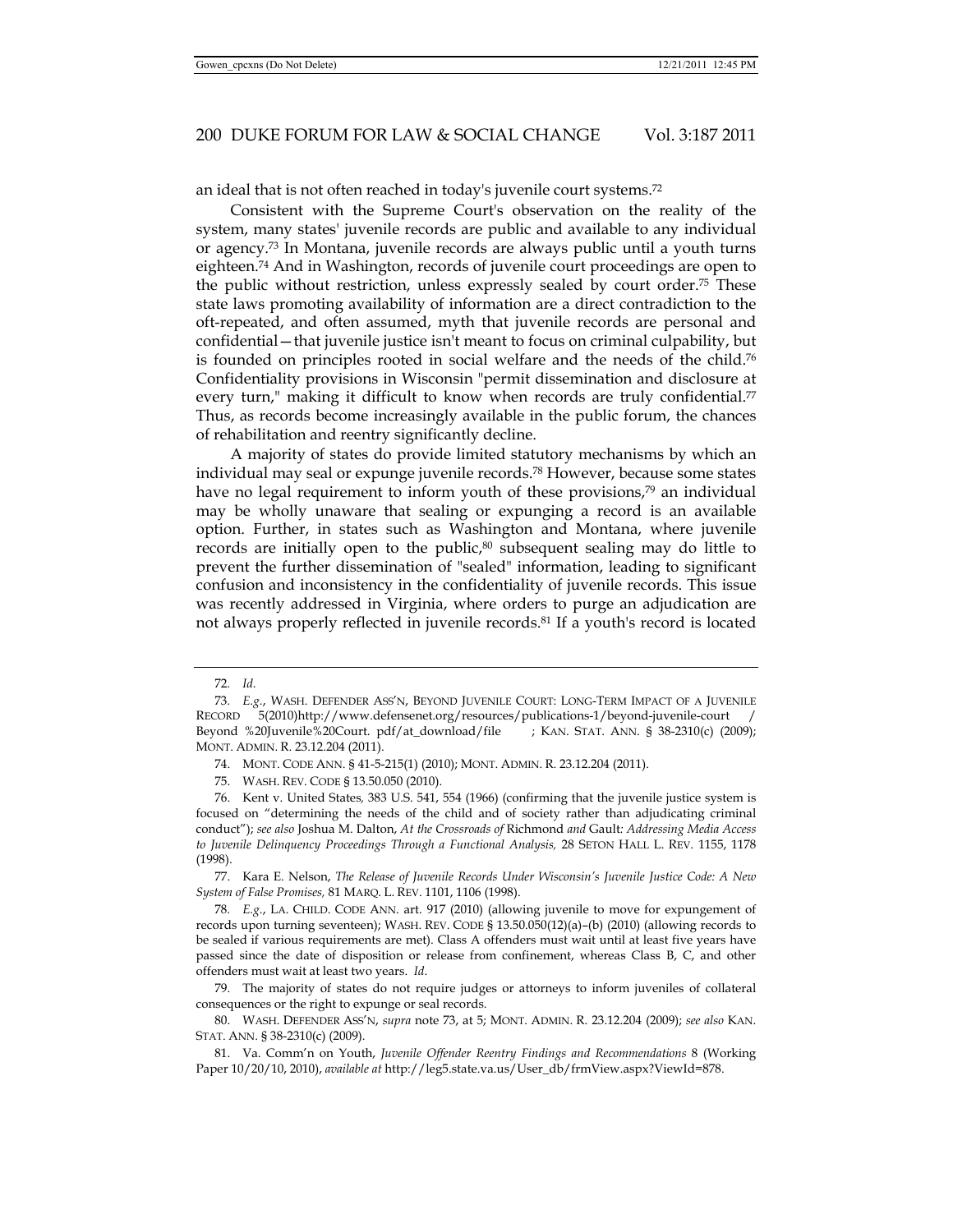an ideal that is not often reached in today's juvenile court systems.[72]

Consistent with the Supreme Court's observation on the reality of the system, many states' juvenile records are public and available to any individual or agency.[73] In Montana, juvenile records are always public until a youth turns eighteen.[74] And in Washington, records of juvenile court proceedings are open to the public without restriction, unless expressly sealed by court order.[75] These state laws promoting availability of information are a direct contradiction to the oft-repeated, and often assumed, myth that juvenile records are personal and confidential—that juvenile justice isn't meant to focus on criminal culpability, but is founded on principles rooted in social welfare and the needs of the child.[76] Confidentiality provisions in Wisconsin "permit dissemination and disclosure at every turn," making it difficult to know when records are truly confidential.[77] Thus, as records become increasingly available in the public forum, the chances of rehabilitation and reentry significantly decline.

A majority of states do provide limited statutory mechanisms by which an individual may seal or expunge juvenile records.[78] However, because some states have no legal requirement to inform youth of these provisions,[79] an individual may be wholly unaware that sealing or expunging a record is an available option. Further, in states such as Washington and Montana, where juvenile records are initially open to the public,[80] subsequent sealing may do little to prevent the further dissemination of "sealed" information, leading to significant confusion and inconsistency in the confidentiality of juvenile records. This issue was recently addressed in Virginia, where orders to purge an adjudication are not always properly reflected in juvenile records.[81] If a youth's record is located

---

72. *Id.*

73. *E.g.*, WASH. DEFENDER ASS'N, BEYOND JUVENILE COURT: LONG-TERM IMPACT OF A JUVENILE RECORD 5(2010)http://www.defensenet.org/resources/publications-1/beyond-juvenile-court / Beyond %20Juvenile%20Court. pdf/at_download/file ; KAN. STAT. ANN. § 38-2310(c) (2009); MONT. ADMIN. R. 23.12.204 (2011).

74. MONT. CODE ANN. § 41-5-215(1) (2010); MONT. ADMIN. R. 23.12.204 (2011).

75. WASH. REV. CODE § 13.50.050 (2010).

76. Kent v. United States, 383 U.S. 541, 554 (1966) (confirming that the juvenile justice system is focused on "determining the needs of the child and of society rather than adjudicating criminal conduct"); *see also* Joshua M. Dalton, *At the Crossroads of* Richmond *and* Gault*: Addressing Media Access to Juvenile Delinquency Proceedings Through a Functional Analysis,* 28 SETON HALL L. REV. 1155, 1178 (1998).

77. Kara E. Nelson, *The Release of Juvenile Records Under Wisconsin's Juvenile Justice Code: A New System of False Promises,* 81 MARQ. L. REV. 1101, 1106 (1998).

78. *E.g.*, LA. CHILD. CODE ANN. art. 917 (2010) (allowing juvenile to move for expungement of records upon turning seventeen); WASH. REV. CODE § 13.50.050(12)(a)–(b) (2010) (allowing records to be sealed if various requirements are met). Class A offenders must wait until at least five years have passed since the date of disposition or release from confinement, whereas Class B, C, and other offenders must wait at least two years. *Id.*

79. The majority of states do not require judges or attorneys to inform juveniles of collateral consequences or the right to expunge or seal records.

80. WASH. DEFENDER ASS'N, *supra* note 73, at 5; MONT. ADMIN. R. 23.12.204 (2009); *see also* KAN. STAT. ANN. § 38-2310(c) (2009).

81. Va. Comm'n on Youth, *Juvenile Offender Reentry Findings and Recommendations* 8 (Working Paper 10/20/10, 2010), *available at* http://leg5.state.va.us/User_db/frmView.aspx?ViewId=878.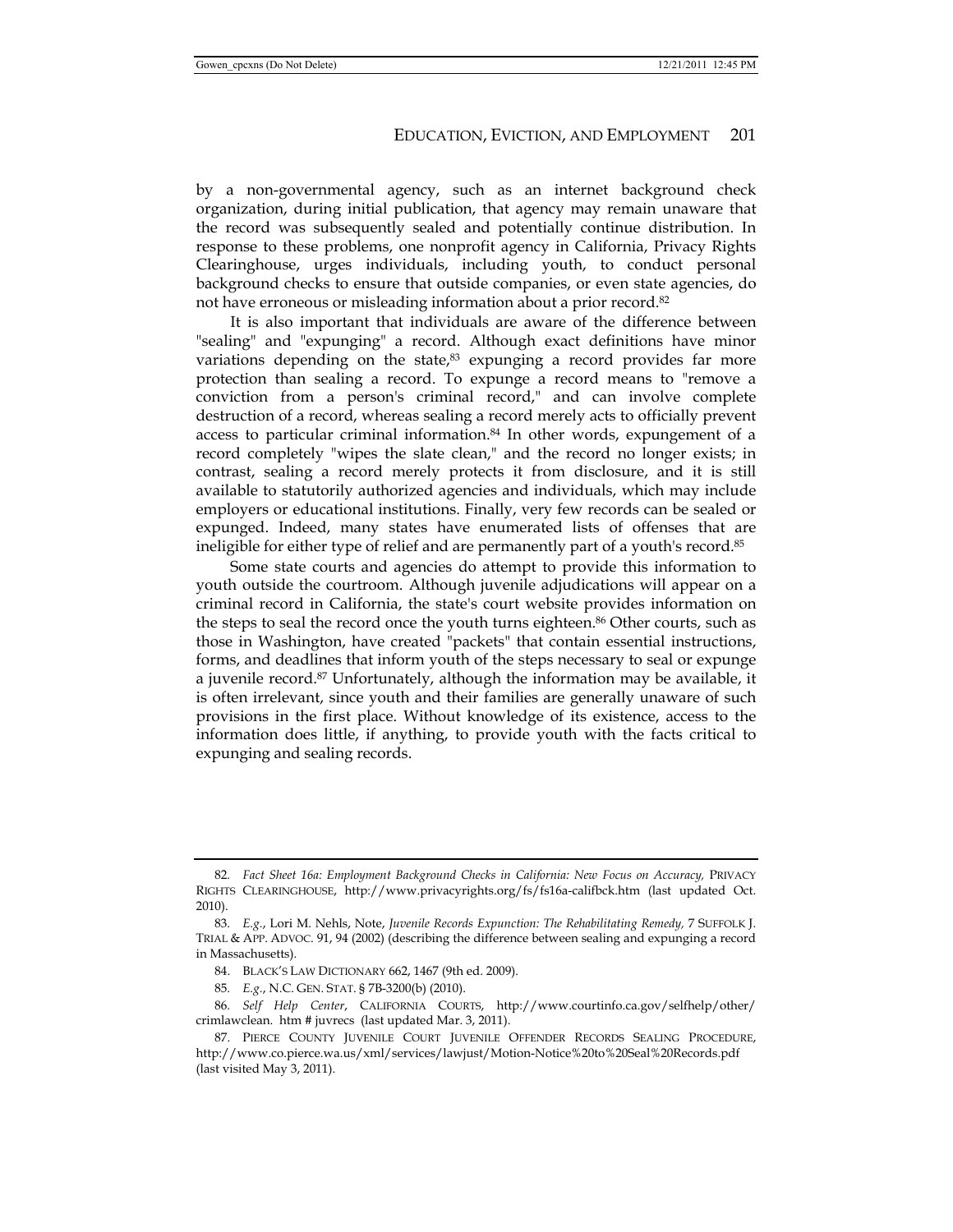by a non-governmental agency, such as an internet background check organization, during initial publication, that agency may remain unaware that the record was subsequently sealed and potentially continue distribution. In response to these problems, one nonprofit agency in California, Privacy Rights Clearinghouse, urges individuals, including youth, to conduct personal background checks to ensure that outside companies, or even state agencies, do not have erroneous or misleading information about a prior record.[82]

It is also important that individuals are aware of the difference between "sealing" and "expunging" a record. Although exact definitions have minor variations depending on the state,[83] expunging a record provides far more protection than sealing a record. To expunge a record means to "remove a conviction from a person's criminal record," and can involve complete destruction of a record, whereas sealing a record merely acts to officially prevent access to particular criminal information.[84] In other words, expungement of a record completely "wipes the slate clean," and the record no longer exists; in contrast, sealing a record merely protects it from disclosure, and it is still available to statutorily authorized agencies and individuals, which may include employers or educational institutions. Finally, very few records can be sealed or expunged. Indeed, many states have enumerated lists of offenses that are ineligible for either type of relief and are permanently part of a youth's record.[85]

Some state courts and agencies do attempt to provide this information to youth outside the courtroom. Although juvenile adjudications will appear on a criminal record in California, the state's court website provides information on the steps to seal the record once the youth turns eighteen.[86] Other courts, such as those in Washington, have created "packets" that contain essential instructions, forms, and deadlines that inform youth of the steps necessary to seal or expunge a juvenile record.[87] Unfortunately, although the information may be available, it is often irrelevant, since youth and their families are generally unaware of such provisions in the first place. Without knowledge of its existence, access to the information does little, if anything, to provide youth with the facts critical to expunging and sealing records.

---

82. *Fact Sheet 16a: Employment Background Checks in California: New Focus on Accuracy,* PRIVACY RIGHTS CLEARINGHOUSE, http://www.privacyrights.org/fs/fs16a-califbck.htm (last updated Oct. 2010).

83. *E.g.*, Lori M. Nehls, Note, *Juvenile Records Expunction: The Rehabilitating Remedy,* 7 SUFFOLK J. TRIAL & APP. ADVOC. 91, 94 (2002) (describing the difference between sealing and expunging a record in Massachusetts).

84. BLACK'S LAW DICTIONARY 662, 1467 (9th ed. 2009).

85. *E.g.*, N.C. GEN. STAT. § 7B-3200(b) (2010).

86. *Self Help Center*, CALIFORNIA COURTS, http://www.courtinfo.ca.gov/selfhelp/other/crimlawclean. htm # juvrecs (last updated Mar. 3, 2011).

87. PIERCE COUNTY JUVENILE COURT JUVENILE OFFENDER RECORDS SEALING PROCEDURE, http://www.co.pierce.wa.us/xml/services/lawjust/Motion-Notice%20to%20Seal%20Records.pdf (last visited May 3, 2011).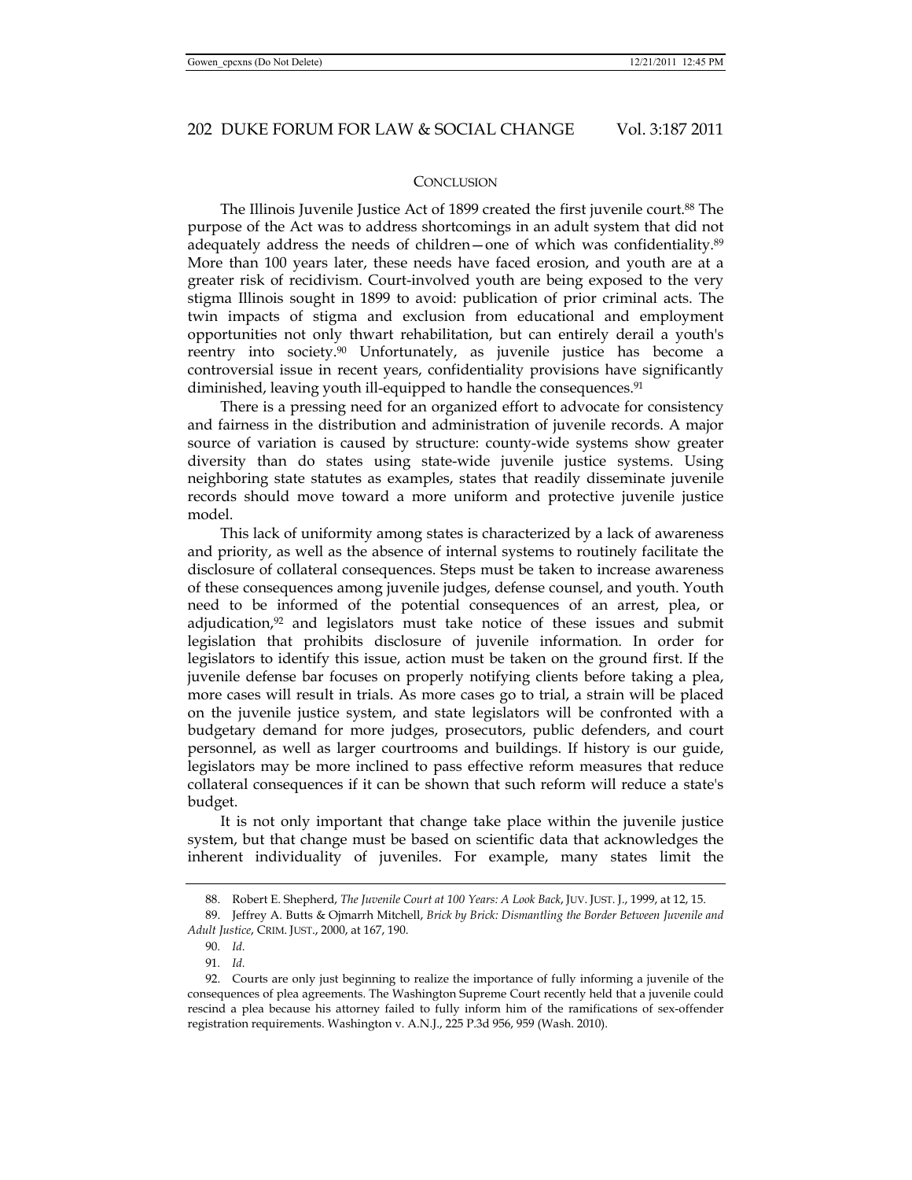## CONCLUSION

The Illinois Juvenile Justice Act of 1899 created the first juvenile court.[88] The purpose of the Act was to address shortcomings in an adult system that did not adequately address the needs of children—one of which was confidentiality.[89] More than 100 years later, these needs have faced erosion, and youth are at a greater risk of recidivism. Court-involved youth are being exposed to the very stigma Illinois sought in 1899 to avoid: publication of prior criminal acts. The twin impacts of stigma and exclusion from educational and employment opportunities not only thwart rehabilitation, but can entirely derail a youth's reentry into society.[90] Unfortunately, as juvenile justice has become a controversial issue in recent years, confidentiality provisions have significantly diminished, leaving youth ill-equipped to handle the consequences.[91]

There is a pressing need for an organized effort to advocate for consistency and fairness in the distribution and administration of juvenile records. A major source of variation is caused by structure: county-wide systems show greater diversity than do states using state-wide juvenile justice systems. Using neighboring state statutes as examples, states that readily disseminate juvenile records should move toward a more uniform and protective juvenile justice model.

This lack of uniformity among states is characterized by a lack of awareness and priority, as well as the absence of internal systems to routinely facilitate the disclosure of collateral consequences. Steps must be taken to increase awareness of these consequences among juvenile judges, defense counsel, and youth. Youth need to be informed of the potential consequences of an arrest, plea, or adjudication,[92] and legislators must take notice of these issues and submit legislation that prohibits disclosure of juvenile information. In order for legislators to identify this issue, action must be taken on the ground first. If the juvenile defense bar focuses on properly notifying clients before taking a plea, more cases will result in trials. As more cases go to trial, a strain will be placed on the juvenile justice system, and state legislators will be confronted with a budgetary demand for more judges, prosecutors, public defenders, and court personnel, as well as larger courtrooms and buildings. If history is our guide, legislators may be more inclined to pass effective reform measures that reduce collateral consequences if it can be shown that such reform will reduce a state's budget.

It is not only important that change take place within the juvenile justice system, but that change must be based on scientific data that acknowledges the inherent individuality of juveniles. For example, many states limit the

---

88. Robert E. Shepherd, *The Juvenile Court at 100 Years: A Look Back*, JUV. JUST. J., 1999, at 12, 15.

89. Jeffrey A. Butts & Ojmarrh Mitchell, *Brick by Brick: Dismantling the Border Between Juvenile and Adult Justice*, CRIM. JUST., 2000, at 167, 190.

90. *Id.*

91. *Id.*

92. Courts are only just beginning to realize the importance of fully informing a juvenile of the consequences of plea agreements. The Washington Supreme Court recently held that a juvenile could rescind a plea because his attorney failed to fully inform him of the ramifications of sex-offender registration requirements. Washington v. A.N.J., 225 P.3d 956, 959 (Wash. 2010).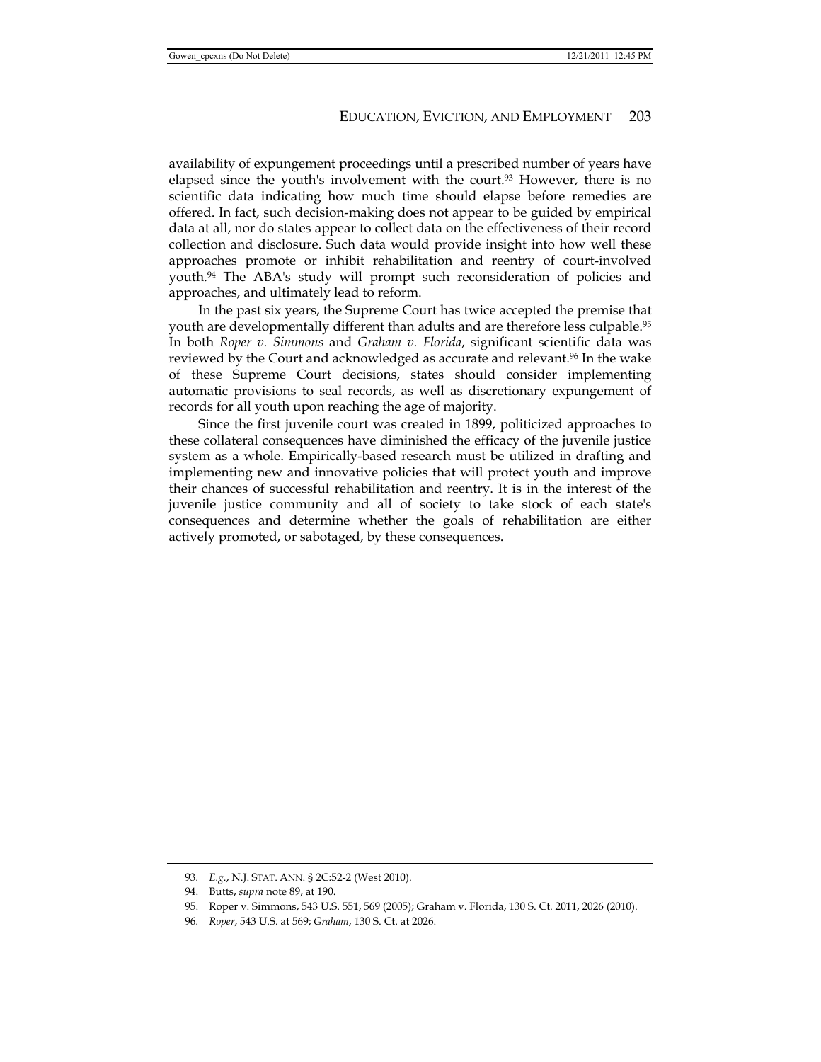availability of expungement proceedings until a prescribed number of years have elapsed since the youth's involvement with the court.[93] However, there is no scientific data indicating how much time should elapse before remedies are offered. In fact, such decision-making does not appear to be guided by empirical data at all, nor do states appear to collect data on the effectiveness of their record collection and disclosure. Such data would provide insight into how well these approaches promote or inhibit rehabilitation and reentry of court-involved youth.[94] The ABA's study will prompt such reconsideration of policies and approaches, and ultimately lead to reform.

In the past six years, the Supreme Court has twice accepted the premise that youth are developmentally different than adults and are therefore less culpable.[95] In both *Roper v. Simmons* and *Graham v. Florida*, significant scientific data was reviewed by the Court and acknowledged as accurate and relevant.[96] In the wake of these Supreme Court decisions, states should consider implementing automatic provisions to seal records, as well as discretionary expungement of records for all youth upon reaching the age of majority.

Since the first juvenile court was created in 1899, politicized approaches to these collateral consequences have diminished the efficacy of the juvenile justice system as a whole. Empirically-based research must be utilized in drafting and implementing new and innovative policies that will protect youth and improve their chances of successful rehabilitation and reentry. It is in the interest of the juvenile justice community and all of society to take stock of each state's consequences and determine whether the goals of rehabilitation are either actively promoted, or sabotaged, by these consequences.

93. *E.g.*, N.J. STAT. ANN. § 2C:52-2 (West 2010).

94. Butts, *supra* note 89, at 190.

95. Roper v. Simmons, 543 U.S. 551, 569 (2005); Graham v. Florida, 130 S. Ct. 2011, 2026 (2010).

96. *Roper*, 543 U.S. at 569; *Graham*, 130 S. Ct. at 2026.